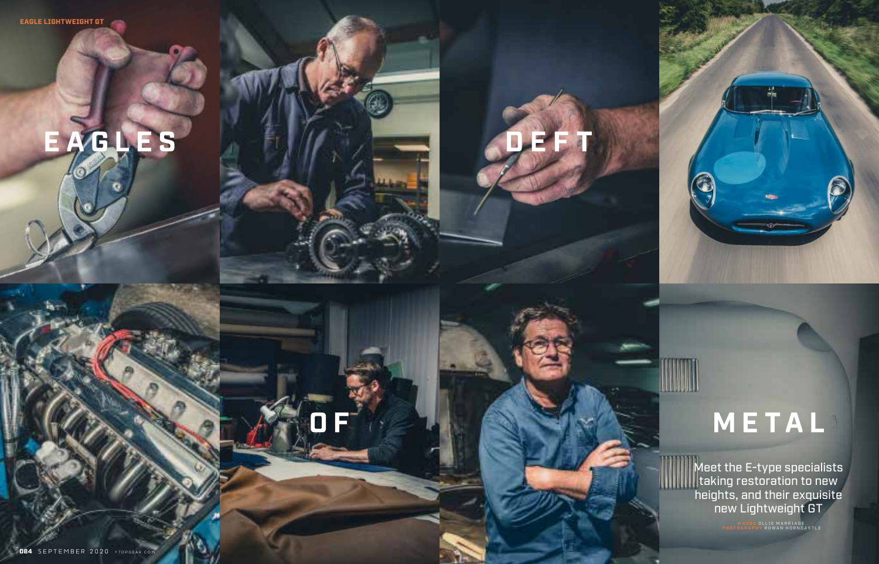# EAGLES OF DEFT METAL

Meet the E-type specialists taking restoration to new heights, and their exquisite new Lightweight GT

WORDS OLLIE MARRIAGE
PHOTOGRAPHY ROWAN HORNCASTLE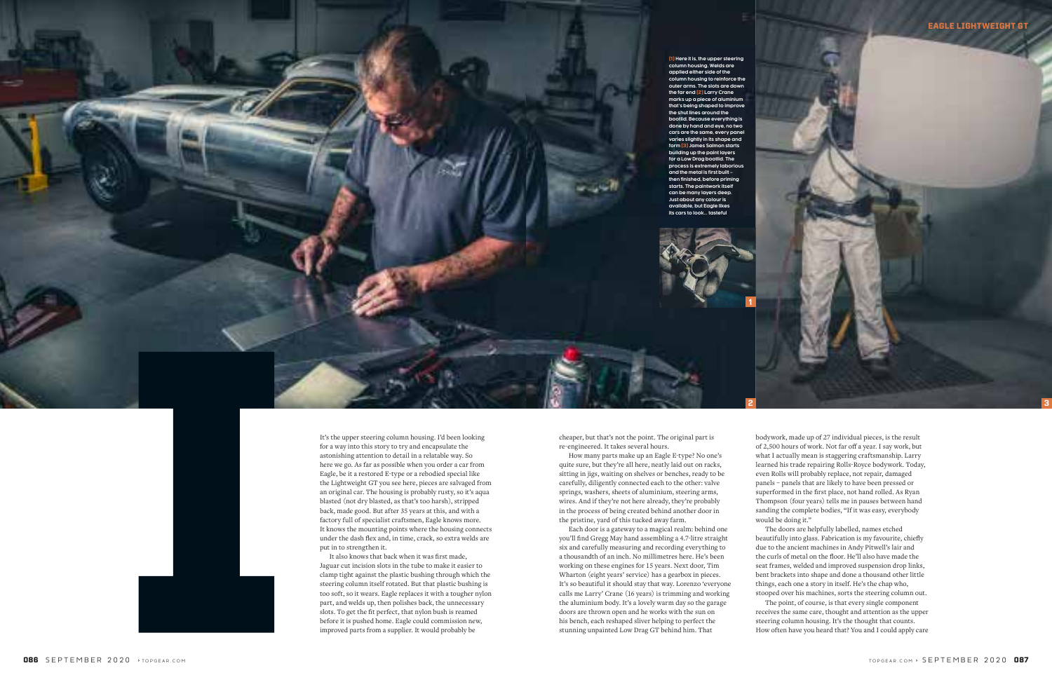[1] Here it is, the upper steering column housing. Welds are applied either side of the column housing to reinforce the outer arms. The slots are down the far end [2] Larry Crane marks up a piece of aluminium that's being shaped to improve the shut lines around the bootlid. Because everything is done by hand and eye, no two cars are the same, every panel varies slightly in its shape and form [3] James Salmon starts building up the paint layers for a Low Drag bootlid. The process is extremely laborious and the metal is first built – then finished, before priming starts. The paintwork itself can be many layers deep. Just about any colour is available, but Eagle likes its cars to look... tasteful

It's the upper steering column housing. I'd been looking for a way into this story to try and encapsulate the astonishing attention to detail in a relatable way. So here we go. As far as possible when you order a car from Eagle, be it a restored E-type or a rebodied special like the Lightweight GT you see here, pieces are salvaged from an original car. The housing is probably rusty, so it's aqua blasted (not dry blasted, as that's too harsh), stripped back, made good. But after 35 years at this, and with a factory full of specialist craftsmen, Eagle knows more. It knows the mounting points where the housing connects under the dash flex and, in time, crack, so extra welds are put in to strengthen it.

It also knows that back when it was first made, Jaguar cut incision slots in the tube to make it easier to clamp tight against the plastic bushing through which the steering column itself rotated. But that plastic bushing is too soft, so it wears. Eagle replaces it with a tougher nylon part, and welds up, then polishes back, the unnecessary slots. To get the fit perfect, that nylon bush is reamed before it is pushed home. Eagle could commission new, improved parts from a supplier. It would probably be cheaper, but that's not the point. The original part is re-engineered. It takes several hours.

How many parts make up an Eagle E-type? No one's quite sure, but they're all here, neatly laid out on racks, sitting in jigs, waiting on shelves or benches, ready to be carefully, diligently connected each to the other: valve springs, washers, sheets of aluminium, steering arms, wires. And if they're not here already, they're probably in the process of being created behind another door in the pristine, yard of this tucked away farm.

Each door is a gateway to a magical realm: behind one you'll find Gregg May hand assembling a 4.7-litre straight six and carefully measuring and recording everything to a thousandth of an inch. No millimetres here. He's been working on these engines for 15 years. Next door, Tim Wharton (eight years' service) has a gearbox in pieces. It's so beautiful it should stay that way. Lorenzo 'everyone calls me Larry' Crane (16 years) is trimming and working the aluminium body. It's a lovely warm day so the garage doors are thrown open and he works with the sun on his bench, each reshaped sliver helping to perfect the stunning unpainted Low Drag GT behind him. That bodywork, made up of 27 individual pieces, is the result of 2,500 hours of work. Not far off a year. I say work, but what I actually mean is staggering craftsmanship. Larry learned his trade repairing Rolls-Royce bodywork. Today, even Rolls will probably replace, not repair, damaged panels – panels that are likely to have been pressed or superformed in the first place, not hand rolled. As Ryan Thompson (four years) tells me in pauses between hand sanding the complete bodies, "If it was easy, everybody would be doing it."

The doors are helpfully labelled, names etched beautifully into glass. Fabrication is my favourite, chiefly due to the ancient machines in Andy Pitwell's lair and the curls of metal on the floor. He'll also have made the seat frames, welded and improved suspension drop links, bent brackets into shape and done a thousand other little things, each one a story in itself. He's the chap who, stooped over his machines, sorts the steering column out.

The point, of course, is that every single component receives the same care, thought and attention as the upper steering column housing. It's the thought that counts. How often have you heard that? You and I could apply care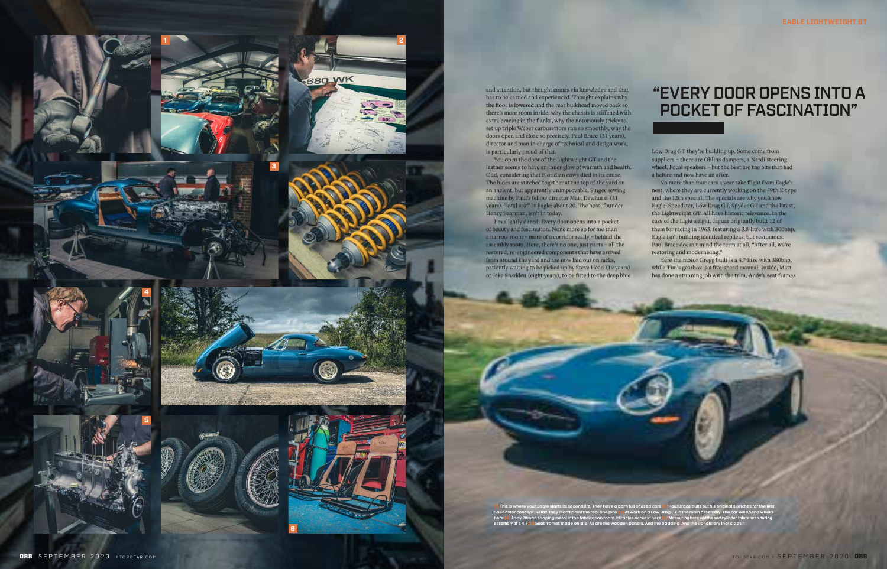and attention, but thought comes via knowledge and that has to be earned and experienced. Thought explains why the floor is lowered and the rear bulkhead moved back so there's more room inside, why the chassis is stiffened with extra bracing in the flanks, why the notoriously tricky to set up triple Weber carburettors run so smoothly, why the doors open and close so precisely. Paul Brace (31 years), director and man in charge of technical and design work, is particularly proud of that.

You open the door of the Lightweight GT and the leather seems to have an inner glow of warmth and health. Odd, considering that Floridian cows died in its cause. The hides are stitched together at the top of the yard on an ancient, but apparently unimprovable, Singer sewing machine by Paul's fellow director Matt Dewhurst (31 years). Total staff at Eagle: about 20. The boss, founder Henry Pearman, isn't in today.

I'm slightly dazed. Every door opens into a pocket of beauty and fascination. None more so for me than a narrow room – more of a corridor really – behind the assembly room. Here, there's no one, just parts – all the restored, re-engineered components that have arrived from around the yard and are now laid out on racks, patiently waiting to be picked up by Steve Head (19 years) or Jake Snedden (eight years), to be fitted to the deep blue Low Drag GT they're building up. Some come from suppliers – there are Öhlins dampers, a Nardi steering wheel, Focal speakers – but the best are the bits that had a before and now have an after.

## "EVERY DOOR OPENS INTO A POCKET OF FASCINATION"

No more than four cars a year take flight from Eagle's nest, where they are currently working on the 49th E-type and the 12th special. The specials are why you know Eagle: Speedster, Low Drag GT, Spyder GT and the latest, the Lightweight GT. All have historic relevance. In the case of the Lightweight, Jaguar originally built 12 of them for racing in 1963, featuring a 3.8-litre with 300bhp. Eagle isn't building identical replicas, but restomods. Paul Brace doesn't mind the term at all, "After all, we're restoring and modernising."

Here the motor Gregg built is a 4.7-litre with 380bhp, while Tim's gearbox is a five-speed manual. Inside, Matt has done a stunning job with the trim, Andy's seat frames

[1] This is where your Eagle starts its second life. They have a barn full of used cars [2] Paul Brace pulls out his original sketches for the first Speedster concept. Relax, they didn't paint the real one pink [3] At work on a Low Drag GT in the main assembly. The car will spend weeks here [4] Andy Pitman shaping metal in the fabrication room. Miracles occur in here [5] Measuring bore widths and cylinder tolerances during assembly of a 4.7 [6] Seat frames made on site. As are the wooden panels. And the padding. And the upholstery that clads it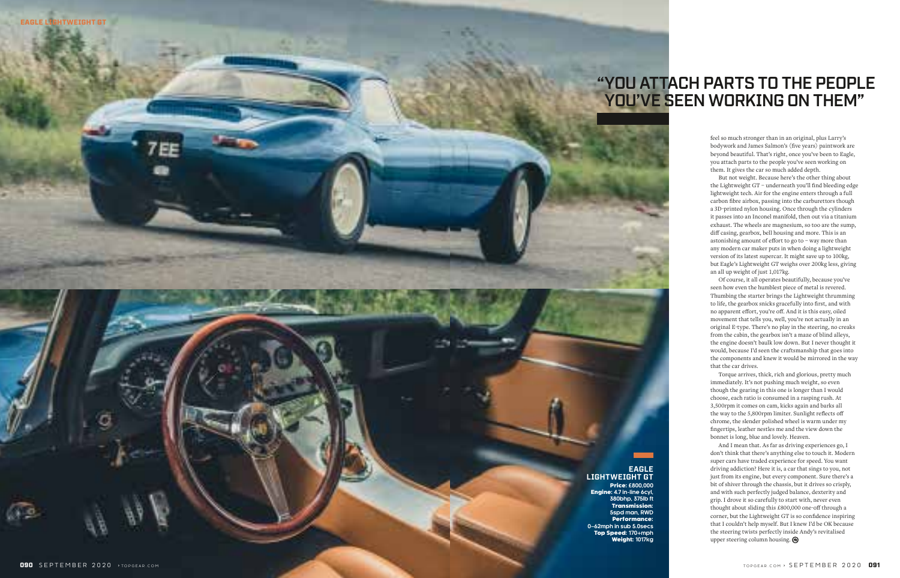# "YOU ATTACH PARTS TO THE PEOPLE YOU'VE SEEN WORKING ON THEM"

feel so much stronger than in an original, plus Larry's bodywork and James Salmon's (five years) paintwork are beyond beautiful. That's right, once you've been to Eagle, you attach parts to the people you've seen working on them. It gives the car so much added depth.

But not weight. Because here's the other thing about the Lightweight GT – underneath you'll find bleeding edge lightweight tech. Air for the engine enters through a full carbon fibre airbox, passing into the carburettors though a 3D-printed nylon housing. Once through the cylinders it passes into an Inconel manifold, then out via a titanium exhaust. The wheels are magnesium, so too are the sump, diff casing, gearbox, bell housing and more. This is an astonishing amount of effort to go to – way more than any modern car maker puts in when doing a lightweight version of its latest supercar. It might save up to 100kg, but Eagle's Lightweight GT weighs over 200kg less, giving an all up weight of just 1,017kg.

Of course, it all operates beautifully, because you've seen how even the humblest piece of metal is revered. Thumbing the starter brings the Lightweight thrumming to life, the gearbox snicks gracefully into first, and with no apparent effort, you're off. And it is this easy, oiled movement that tells you, well, you're not actually in an original E-type. There's no play in the steering, no creaks from the cabin, the gearbox isn't a maze of blind alleys, the engine doesn't baulk low down. But I never thought it would, because I'd seen the craftsmanship that goes into the components and knew it would be mirrored in the way that the car drives.

Torque arrives, thick, rich and glorious, pretty much immediately. It's not pushing much weight, so even though the gearing in this one is longer than I would choose, each ratio is consumed in a rasping rush. At 3,500rpm it comes on cam, kicks again and barks all the way to the 5,800rpm limiter. Sunlight reflects off chrome, the slender polished wheel is warm under my fingertips, leather nestles me and the view down the bonnet is long, blue and lovely. Heaven.

And I mean that. As far as driving experiences go, I don't think that there's anything else to touch it. Modern super cars have traded experience for speed. You want driving addiction? Here it is, a car that sings to you, not just from its engine, but every component. Sure there's a bit of shiver through the chassis, but it drives so crisply, and with such perfectly judged balance, dexterity and grip. I drove it so carefully to start with, never even thought about sliding this £800,000 one-off through a corner, but the Lightweight GT is so confidence inspiring that I couldn't help myself. But I knew I'd be OK because the steering twists perfectly inside Andy's revitalised upper steering column housing.

**EAGLE LIGHTWEIGHT GT**

**Price:** £800,000
**Engine:** 4.7 in-line 6cyl, 380bhp, 375lb ft
**Transmission:** 5spd man, RWD
**Performance:** 0–62mph in sub 5.0secs
**Top Speed:** 170+mph
**Weight:** 1017kg